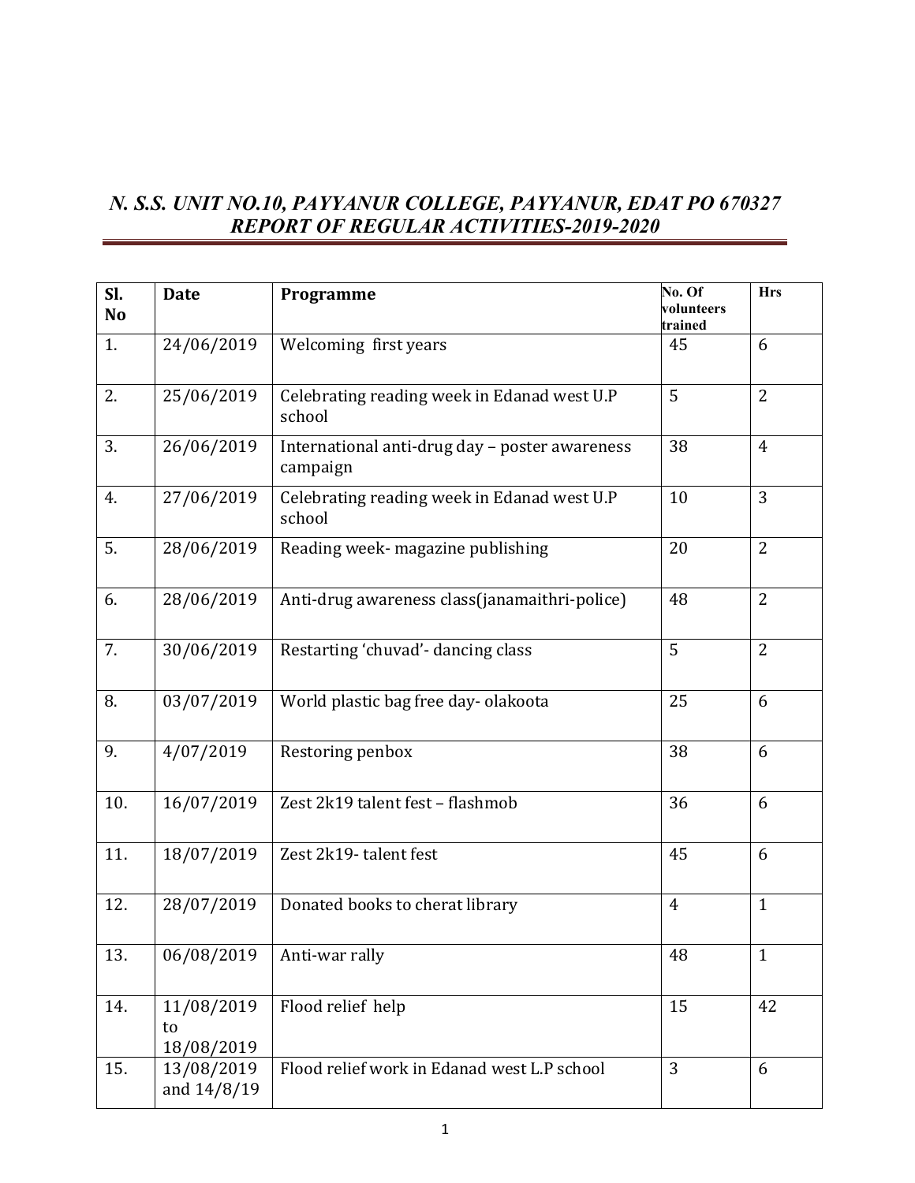***N. S.S. UNIT NO.10, PAYYANUR COLLEGE, PAYYANUR, EDAT PO 670327***

***REPORT OF REGULAR ACTIVITIES-2019-2020***

| Sl. No | Date | Programme | No. Of volunteers trained | Hrs |
|---|---|---|---|---|
| 1. | 24/06/2019 | Welcoming first years | 45 | 6 |
| 2. | 25/06/2019 | Celebrating reading week in Edanad west U.P school | 5 | 2 |
| 3. | 26/06/2019 | International anti-drug day – poster awareness campaign | 38 | 4 |
| 4. | 27/06/2019 | Celebrating reading week in Edanad west U.P school | 10 | 3 |
| 5. | 28/06/2019 | Reading week- magazine publishing | 20 | 2 |
| 6. | 28/06/2019 | Anti-drug awareness class(janamaithri-police) | 48 | 2 |
| 7. | 30/06/2019 | Restarting 'chuvad'- dancing class | 5 | 2 |
| 8. | 03/07/2019 | World plastic bag free day- olakoota | 25 | 6 |
| 9. | 4/07/2019 | Restoring penbox | 38 | 6 |
| 10. | 16/07/2019 | Zest 2k19 talent fest – flashmob | 36 | 6 |
| 11. | 18/07/2019 | Zest 2k19- talent fest | 45 | 6 |
| 12. | 28/07/2019 | Donated books to cherat library | 4 | 1 |
| 13. | 06/08/2019 | Anti-war rally | 48 | 1 |
| 14. | 11/08/2019 to 18/08/2019 | Flood relief help | 15 | 42 |
| 15. | 13/08/2019 and 14/8/19 | Flood relief work in Edanad west L.P school | 3 | 6 |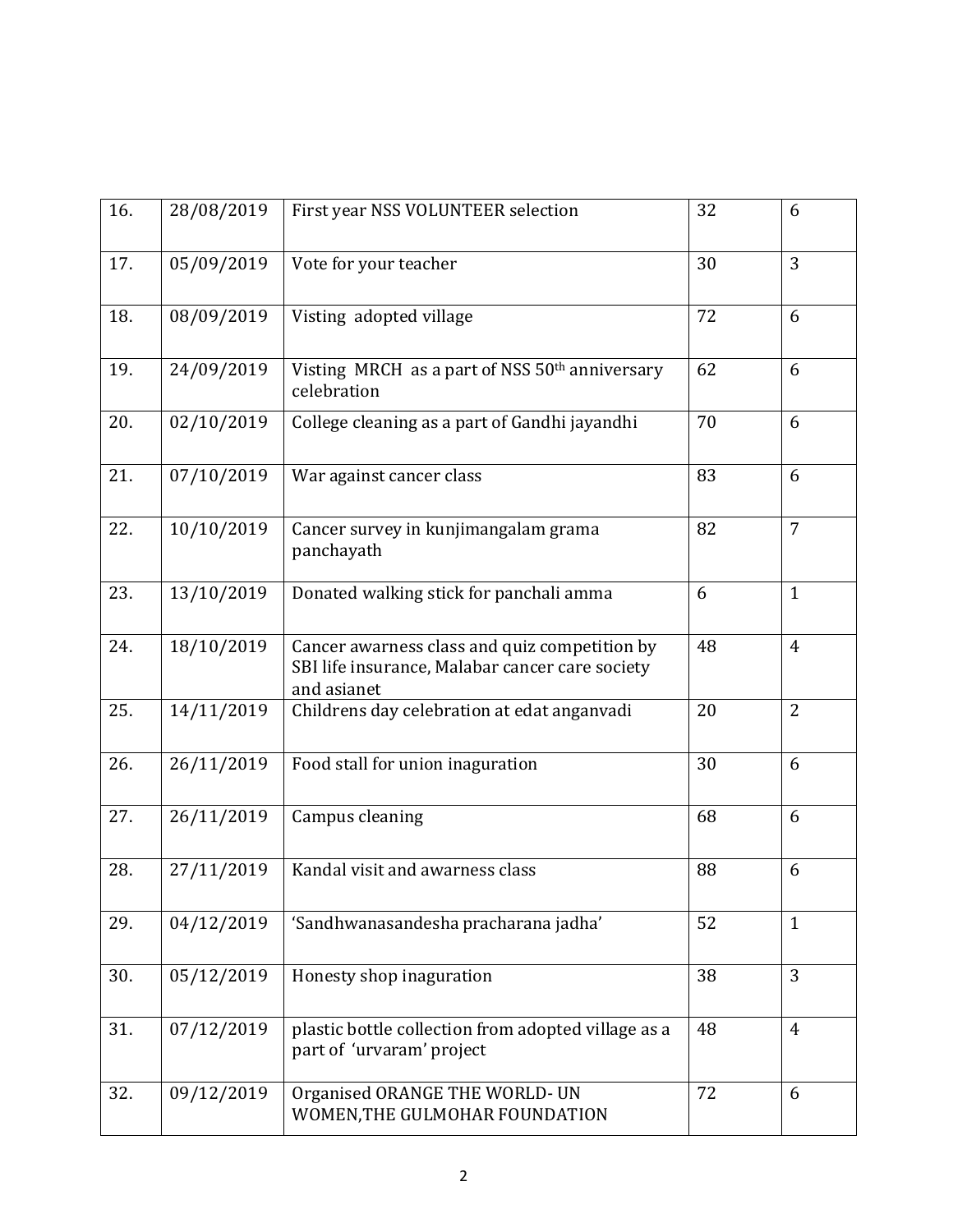| | | | | |
|---|---|---|---|---|
| 16. | 28/08/2019 | First year NSS VOLUNTEER selection | 32 | 6 |
| 17. | 05/09/2019 | Vote for your teacher | 30 | 3 |
| 18. | 08/09/2019 | Visting adopted village | 72 | 6 |
| 19. | 24/09/2019 | Visting MRCH as a part of NSS 50th anniversary celebration | 62 | 6 |
| 20. | 02/10/2019 | College cleaning as a part of Gandhi jayandhi | 70 | 6 |
| 21. | 07/10/2019 | War against cancer class | 83 | 6 |
| 22. | 10/10/2019 | Cancer survey in kunjimangalam grama panchayath | 82 | 7 |
| 23. | 13/10/2019 | Donated walking stick for panchali amma | 6 | 1 |
| 24. | 18/10/2019 | Cancer awarness class and quiz competition by SBI life insurance, Malabar cancer care society and asianet | 48 | 4 |
| 25. | 14/11/2019 | Childrens day celebration at edat anganvadi | 20 | 2 |
| 26. | 26/11/2019 | Food stall for union inaguration | 30 | 6 |
| 27. | 26/11/2019 | Campus cleaning | 68 | 6 |
| 28. | 27/11/2019 | Kandal visit and awarness class | 88 | 6 |
| 29. | 04/12/2019 | 'Sandhwanasandesha pracharana jadha' | 52 | 1 |
| 30. | 05/12/2019 | Honesty shop inaguration | 38 | 3 |
| 31. | 07/12/2019 | plastic bottle collection from adopted village as a part of 'urvaram' project | 48 | 4 |
| 32. | 09/12/2019 | Organised ORANGE THE WORLD- UN WOMEN,THE GULMOHAR FOUNDATION | 72 | 6 |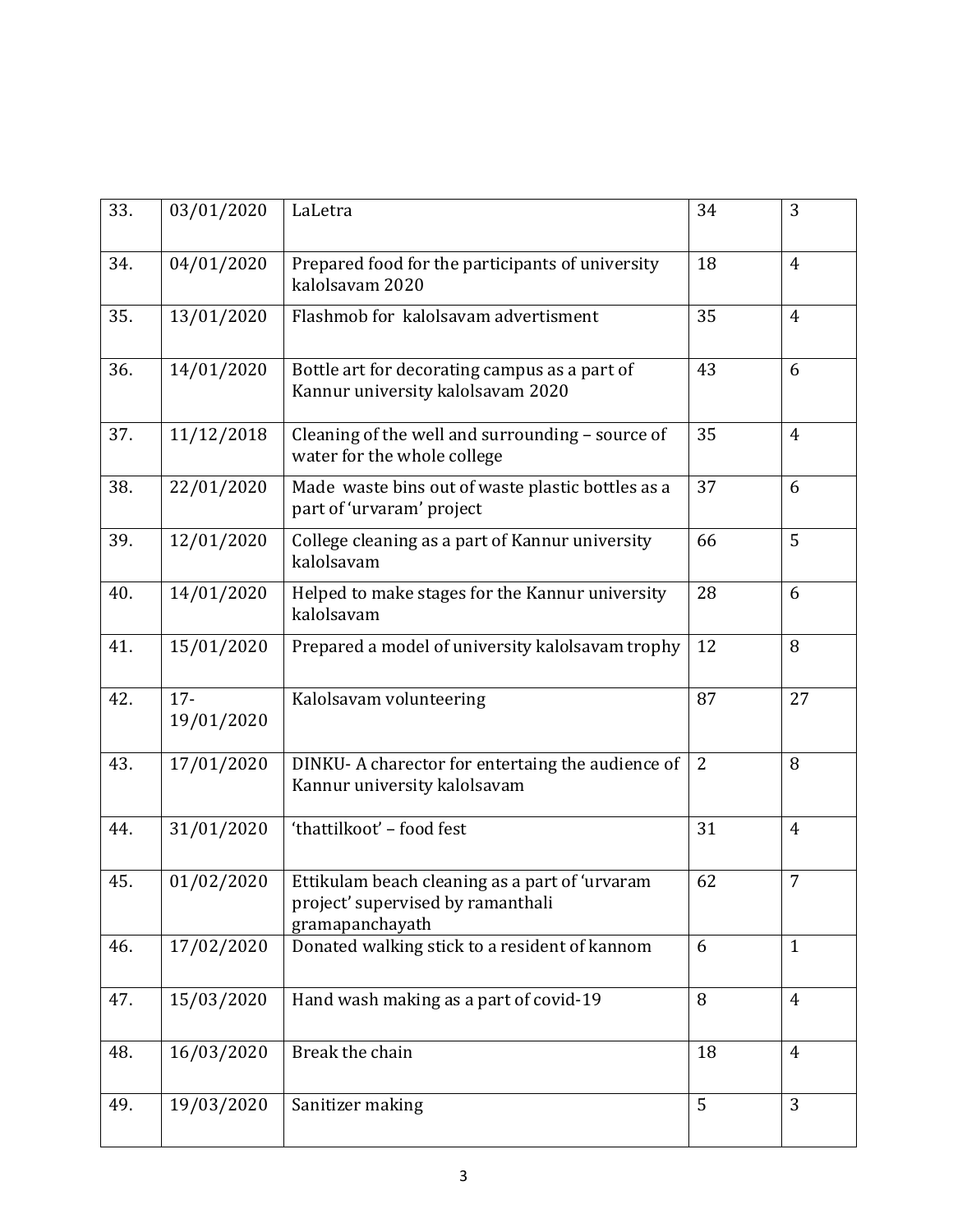| 33. | 03/01/2020 | LaLetra | 34 | 3 |
|---|---|---|---|---|
| 34. | 04/01/2020 | Prepared food for the participants of university kalolsavam 2020 | 18 | 4 |
| 35. | 13/01/2020 | Flashmob for kalolsavam advertisment | 35 | 4 |
| 36. | 14/01/2020 | Bottle art for decorating campus as a part of Kannur university kalolsavam 2020 | 43 | 6 |
| 37. | 11/12/2018 | Cleaning of the well and surrounding – source of water for the whole college | 35 | 4 |
| 38. | 22/01/2020 | Made waste bins out of waste plastic bottles as a part of 'urvaram' project | 37 | 6 |
| 39. | 12/01/2020 | College cleaning as a part of Kannur university kalolsavam | 66 | 5 |
| 40. | 14/01/2020 | Helped to make stages for the Kannur university kalolsavam | 28 | 6 |
| 41. | 15/01/2020 | Prepared a model of university kalolsavam trophy | 12 | 8 |
| 42. | 17-19/01/2020 | Kalolsavam volunteering | 87 | 27 |
| 43. | 17/01/2020 | DINKU- A charector for entertaing the audience of Kannur university kalolsavam | 2 | 8 |
| 44. | 31/01/2020 | 'thattilkoot' – food fest | 31 | 4 |
| 45. | 01/02/2020 | Ettikulam beach cleaning as a part of 'urvaram project' supervised by ramanthali gramapanchayath | 62 | 7 |
| 46. | 17/02/2020 | Donated walking stick to a resident of kannom | 6 | 1 |
| 47. | 15/03/2020 | Hand wash making as a part of covid-19 | 8 | 4 |
| 48. | 16/03/2020 | Break the chain | 18 | 4 |
| 49. | 19/03/2020 | Sanitizer making | 5 | 3 |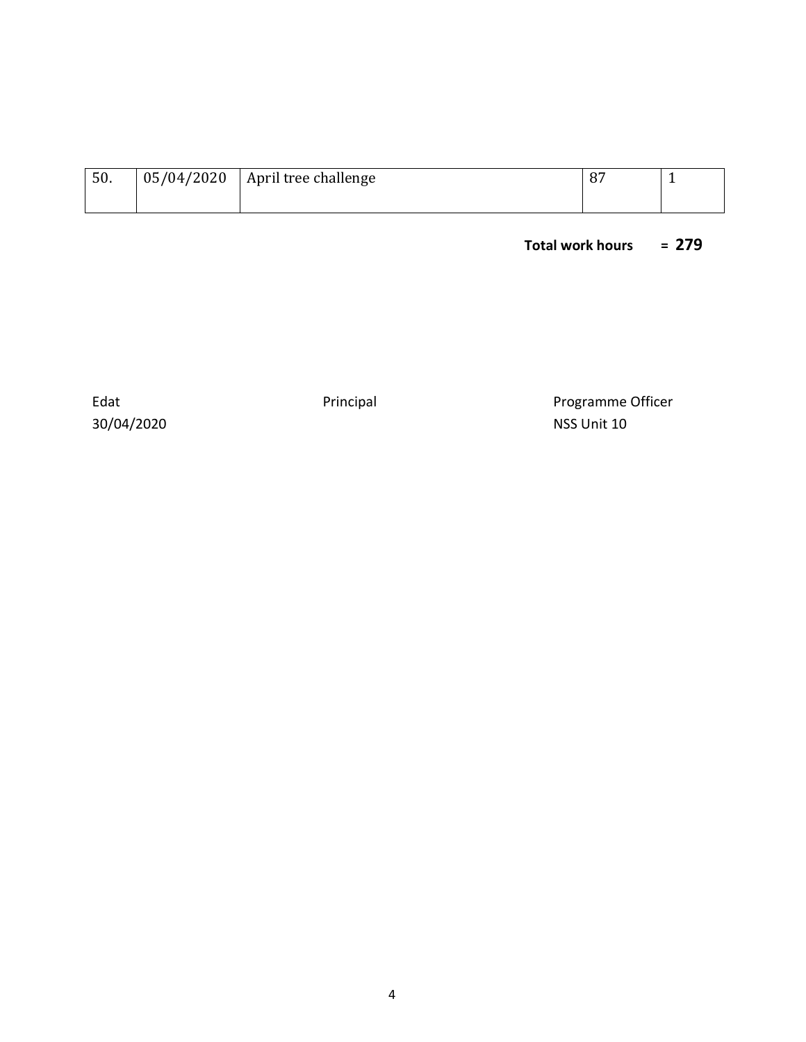| | | | | |
|---|---|---|---|---|
| 50. | 05/04/2020 | April tree challenge | 87 | 1 |

**Total work hours = 279**

Edat
30/04/2020

Principal

Programme Officer
NSS Unit 10